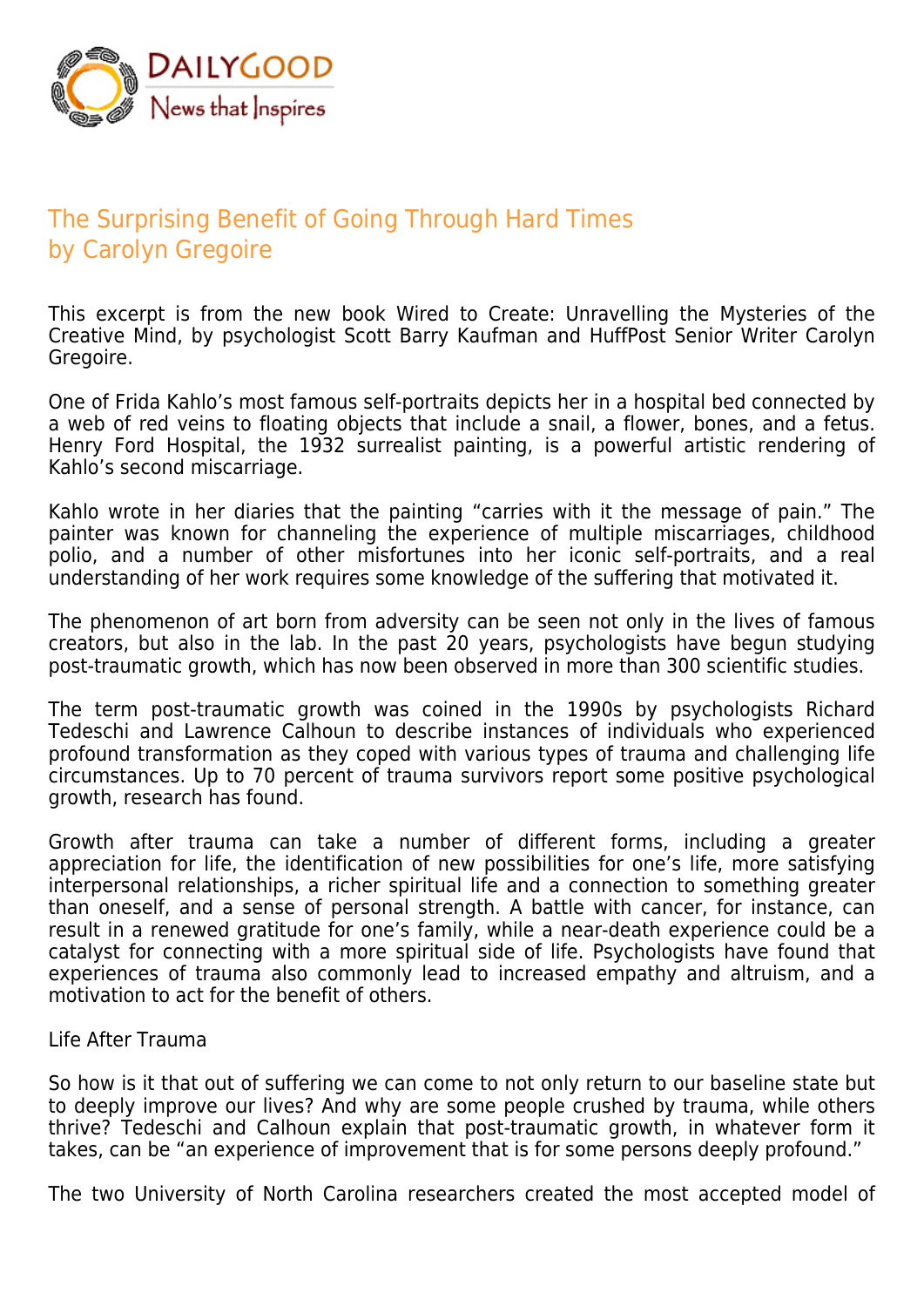DAILYGOOD
News that Inspires

# The Surprising Benefit of Going Through Hard Times
by Carolyn Gregoire

This excerpt is from the new book Wired to Create: Unravelling the Mysteries of the Creative Mind, by psychologist Scott Barry Kaufman and HuffPost Senior Writer Carolyn Gregoire.

One of Frida Kahlo's most famous self-portraits depicts her in a hospital bed connected by a web of red veins to floating objects that include a snail, a flower, bones, and a fetus. Henry Ford Hospital, the 1932 surrealist painting, is a powerful artistic rendering of Kahlo's second miscarriage.

Kahlo wrote in her diaries that the painting "carries with it the message of pain." The painter was known for channeling the experience of multiple miscarriages, childhood polio, and a number of other misfortunes into her iconic self-portraits, and a real understanding of her work requires some knowledge of the suffering that motivated it.

The phenomenon of art born from adversity can be seen not only in the lives of famous creators, but also in the lab. In the past 20 years, psychologists have begun studying post-traumatic growth, which has now been observed in more than 300 scientific studies.

The term post-traumatic growth was coined in the 1990s by psychologists Richard Tedeschi and Lawrence Calhoun to describe instances of individuals who experienced profound transformation as they coped with various types of trauma and challenging life circumstances. Up to 70 percent of trauma survivors report some positive psychological growth, research has found.

Growth after trauma can take a number of different forms, including a greater appreciation for life, the identification of new possibilities for one's life, more satisfying interpersonal relationships, a richer spiritual life and a connection to something greater than oneself, and a sense of personal strength. A battle with cancer, for instance, can result in a renewed gratitude for one's family, while a near-death experience could be a catalyst for connecting with a more spiritual side of life. Psychologists have found that experiences of trauma also commonly lead to increased empathy and altruism, and a motivation to act for the benefit of others.

Life After Trauma

So how is it that out of suffering we can come to not only return to our baseline state but to deeply improve our lives? And why are some people crushed by trauma, while others thrive? Tedeschi and Calhoun explain that post-traumatic growth, in whatever form it takes, can be "an experience of improvement that is for some persons deeply profound."

The two University of North Carolina researchers created the most accepted model of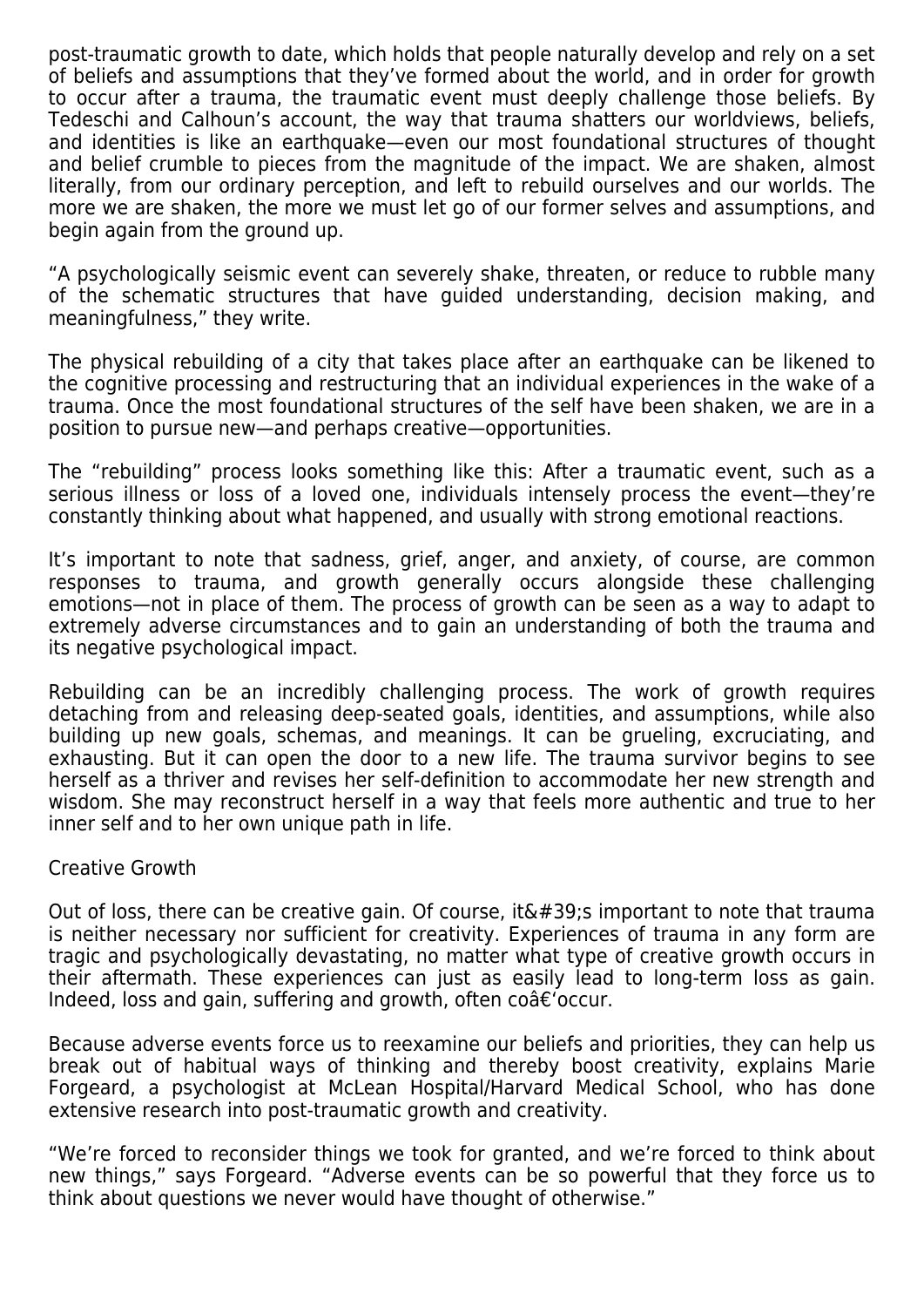post-traumatic growth to date, which holds that people naturally develop and rely on a set of beliefs and assumptions that they've formed about the world, and in order for growth to occur after a trauma, the traumatic event must deeply challenge those beliefs. By Tedeschi and Calhoun's account, the way that trauma shatters our worldviews, beliefs, and identities is like an earthquake—even our most foundational structures of thought and belief crumble to pieces from the magnitude of the impact. We are shaken, almost literally, from our ordinary perception, and left to rebuild ourselves and our worlds. The more we are shaken, the more we must let go of our former selves and assumptions, and begin again from the ground up.

"A psychologically seismic event can severely shake, threaten, or reduce to rubble many of the schematic structures that have guided understanding, decision making, and meaningfulness," they write.

The physical rebuilding of a city that takes place after an earthquake can be likened to the cognitive processing and restructuring that an individual experiences in the wake of a trauma. Once the most foundational structures of the self have been shaken, we are in a position to pursue new—and perhaps creative—opportunities.

The "rebuilding" process looks something like this: After a traumatic event, such as a serious illness or loss of a loved one, individuals intensely process the event—they're constantly thinking about what happened, and usually with strong emotional reactions.

It's important to note that sadness, grief, anger, and anxiety, of course, are common responses to trauma, and growth generally occurs alongside these challenging emotions—not in place of them. The process of growth can be seen as a way to adapt to extremely adverse circumstances and to gain an understanding of both the trauma and its negative psychological impact.

Rebuilding can be an incredibly challenging process. The work of growth requires detaching from and releasing deep-seated goals, identities, and assumptions, while also building up new goals, schemas, and meanings. It can be grueling, excruciating, and exhausting. But it can open the door to a new life. The trauma survivor begins to see herself as a thriver and revises her self-definition to accommodate her new strength and wisdom. She may reconstruct herself in a way that feels more authentic and true to her inner self and to her own unique path in life.

Creative Growth

Out of loss, there can be creative gain. Of course, it&#39;s important to note that trauma is neither necessary nor sufficient for creativity. Experiences of trauma in any form are tragic and psychologically devastating, no matter what type of creative growth occurs in their aftermath. These experiences can just as easily lead to long-term loss as gain. Indeed, loss and gain, suffering and growth, often coâ€'occur.

Because adverse events force us to reexamine our beliefs and priorities, they can help us break out of habitual ways of thinking and thereby boost creativity, explains Marie Forgeard, a psychologist at McLean Hospital/Harvard Medical School, who has done extensive research into post-traumatic growth and creativity.

"We're forced to reconsider things we took for granted, and we're forced to think about new things," says Forgeard. "Adverse events can be so powerful that they force us to think about questions we never would have thought of otherwise."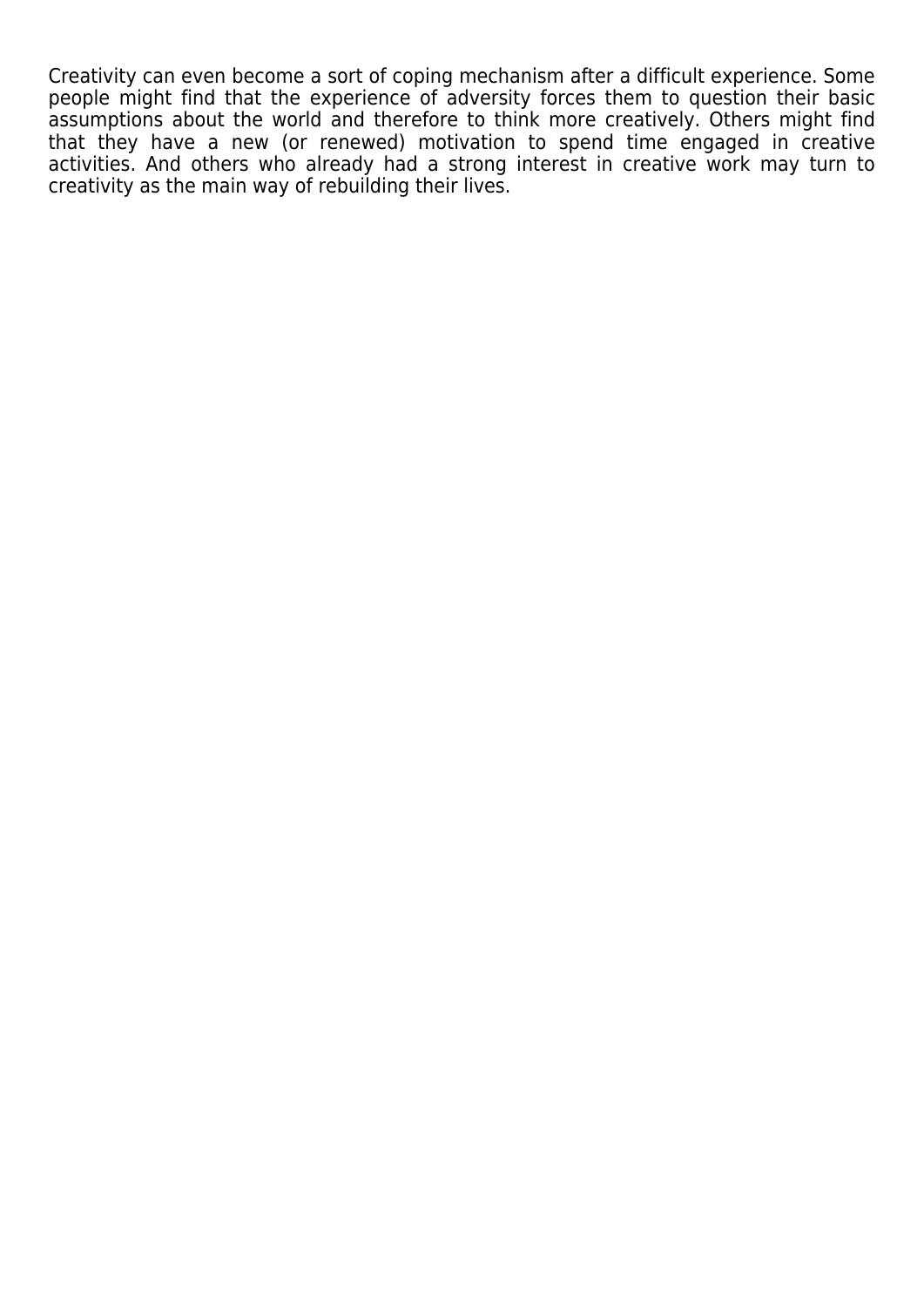Creativity can even become a sort of coping mechanism after a difficult experience. Some people might find that the experience of adversity forces them to question their basic assumptions about the world and therefore to think more creatively. Others might find that they have a new (or renewed) motivation to spend time engaged in creative activities. And others who already had a strong interest in creative work may turn to creativity as the main way of rebuilding their lives.